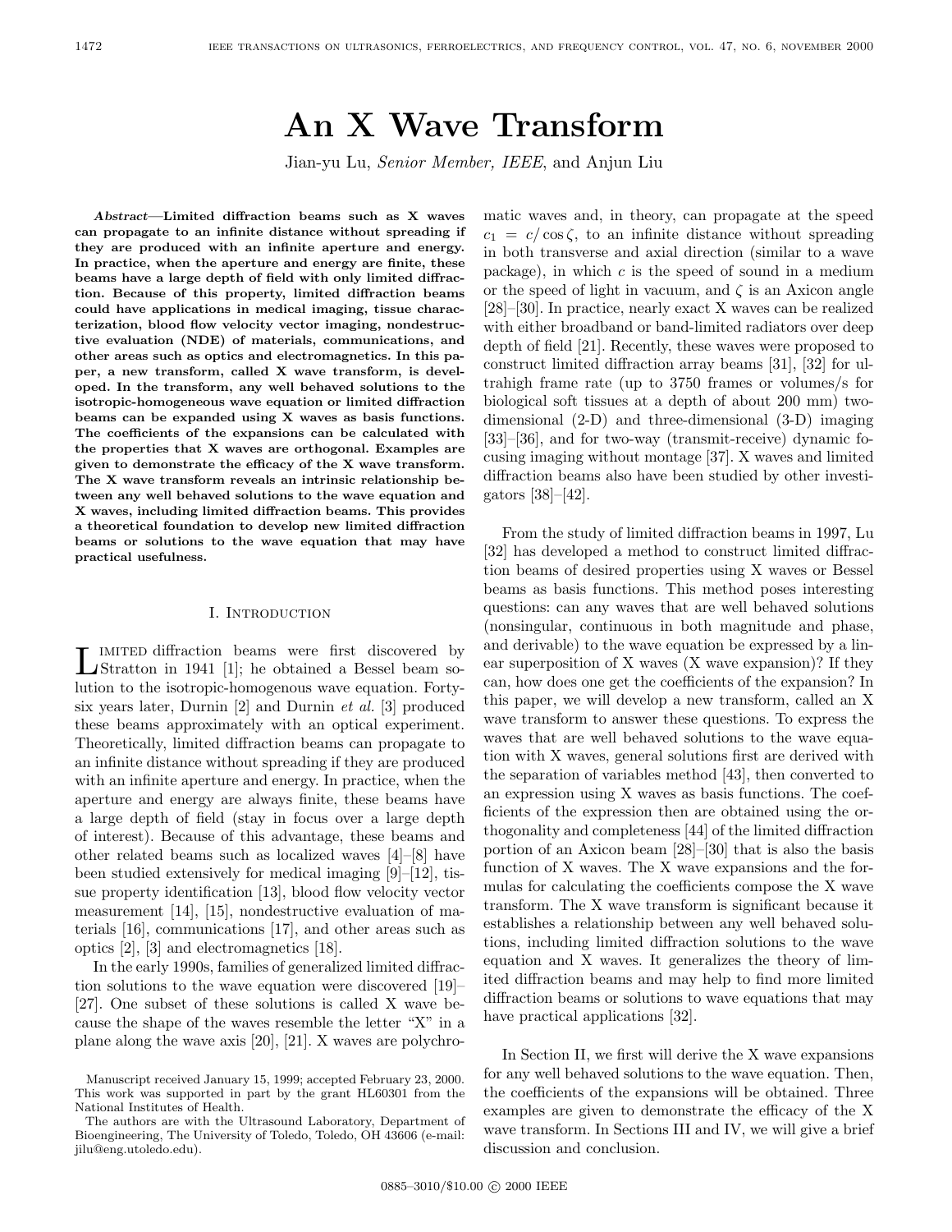# An X Wave Transform

Jian-yu Lu, *Senior Member, IEEE*, and Anjun Liu

***Abstract*—Limited diffraction beams such as X waves can propagate to an infinite distance without spreading if they are produced with an infinite aperture and energy. In practice, when the aperture and energy are finite, these beams have a large depth of field with only limited diffraction. Because of this property, limited diffraction beams could have applications in medical imaging, tissue characterization, blood flow velocity vector imaging, nondestructive evaluation (NDE) of materials, communications, and other areas such as optics and electromagnetics. In this paper, a new transform, called X wave transform, is developed. In the transform, any well behaved solutions to the isotropic-homogeneous wave equation or limited diffraction beams can be expanded using X waves as basis functions. The coefficients of the expansions can be calculated with the properties that X waves are orthogonal. Examples are given to demonstrate the efficacy of the X wave transform. The X wave transform reveals an intrinsic relationship between any well behaved solutions to the wave equation and X waves, including limited diffraction beams. This provides a theoretical foundation to develop new limited diffraction beams or solutions to the wave equation that may have practical usefulness.**

## I. Introduction

Limited diffraction beams were first discovered by Stratton in 1941 [1]; he obtained a Bessel beam solution to the isotropic-homogenous wave equation. Forty-six years later, Durnin [2] and Durnin *et al.* [3] produced these beams approximately with an optical experiment. Theoretically, limited diffraction beams can propagate to an infinite distance without spreading if they are produced with an infinite aperture and energy. In practice, when the aperture and energy are always finite, these beams have a large depth of field (stay in focus over a large depth of interest). Because of this advantage, these beams and other related beams such as localized waves [4]–[8] have been studied extensively for medical imaging [9]–[12], tissue property identification [13], blood flow velocity vector measurement [14], [15], nondestructive evaluation of materials [16], communications [17], and other areas such as optics [2], [3] and electromagnetics [18].

In the early 1990s, families of generalized limited diffraction solutions to the wave equation were discovered [19]–[27]. One subset of these solutions is called X wave because the shape of the waves resemble the letter "X" in a plane along the wave axis [20], [21]. X waves are polychromatic waves and, in theory, can propagate at the speed $c_1 = c/\cos\zeta$, to an infinite distance without spreading in both transverse and axial direction (similar to a wave package), in which $c$ is the speed of sound in a medium or the speed of light in vacuum, and $\zeta$ is an Axicon angle [28]–[30]. In practice, nearly exact X waves can be realized with either broadband or band-limited radiators over deep depth of field [21]. Recently, these waves were proposed to construct limited diffraction array beams [31], [32] for ultrahigh frame rate (up to 3750 frames or volumes/s for biological soft tissues at a depth of about 200 mm) two-dimensional (2-D) and three-dimensional (3-D) imaging [33]–[36], and for two-way (transmit-receive) dynamic focusing imaging without montage [37]. X waves and limited diffraction beams also have been studied by other investigators [38]–[42].

From the study of limited diffraction beams in 1997, Lu [32] has developed a method to construct limited diffraction beams of desired properties using X waves or Bessel beams as basis functions. This method poses interesting questions: can any waves that are well behaved solutions (nonsingular, continuous in both magnitude and phase, and derivable) to the wave equation be expressed by a linear superposition of X waves (X wave expansion)? If they can, how does one get the coefficients of the expansion? In this paper, we will develop a new transform, called an X wave transform to answer these questions. To express the waves that are well behaved solutions to the wave equation with X waves, general solutions first are derived with the separation of variables method [43], then converted to an expression using X waves as basis functions. The coefficients of the expression then are obtained using the orthogonality and completeness [44] of the limited diffraction portion of an Axicon beam [28]–[30] that is also the basis function of X waves. The X wave expansions and the formulas for calculating the coefficients compose the X wave transform. The X wave transform is significant because it establishes a relationship between any well behaved solutions, including limited diffraction solutions to the wave equation and X waves. It generalizes the theory of limited diffraction beams and may help to find more limited diffraction beams or solutions to wave equations that may have practical applications [32].

In Section II, we first will derive the X wave expansions for any well behaved solutions to the wave equation. Then, the coefficients of the expansions will be obtained. Three examples are given to demonstrate the efficacy of the X wave transform. In Sections III and IV, we will give a brief discussion and conclusion.

Manuscript received January 15, 1999; accepted February 23, 2000. This work was supported in part by the grant HL60301 from the National Institutes of Health.

The authors are with the Ultrasound Laboratory, Department of Bioengineering, The University of Toledo, Toledo, OH 43606 (e-mail: jilu@eng.utoledo.edu).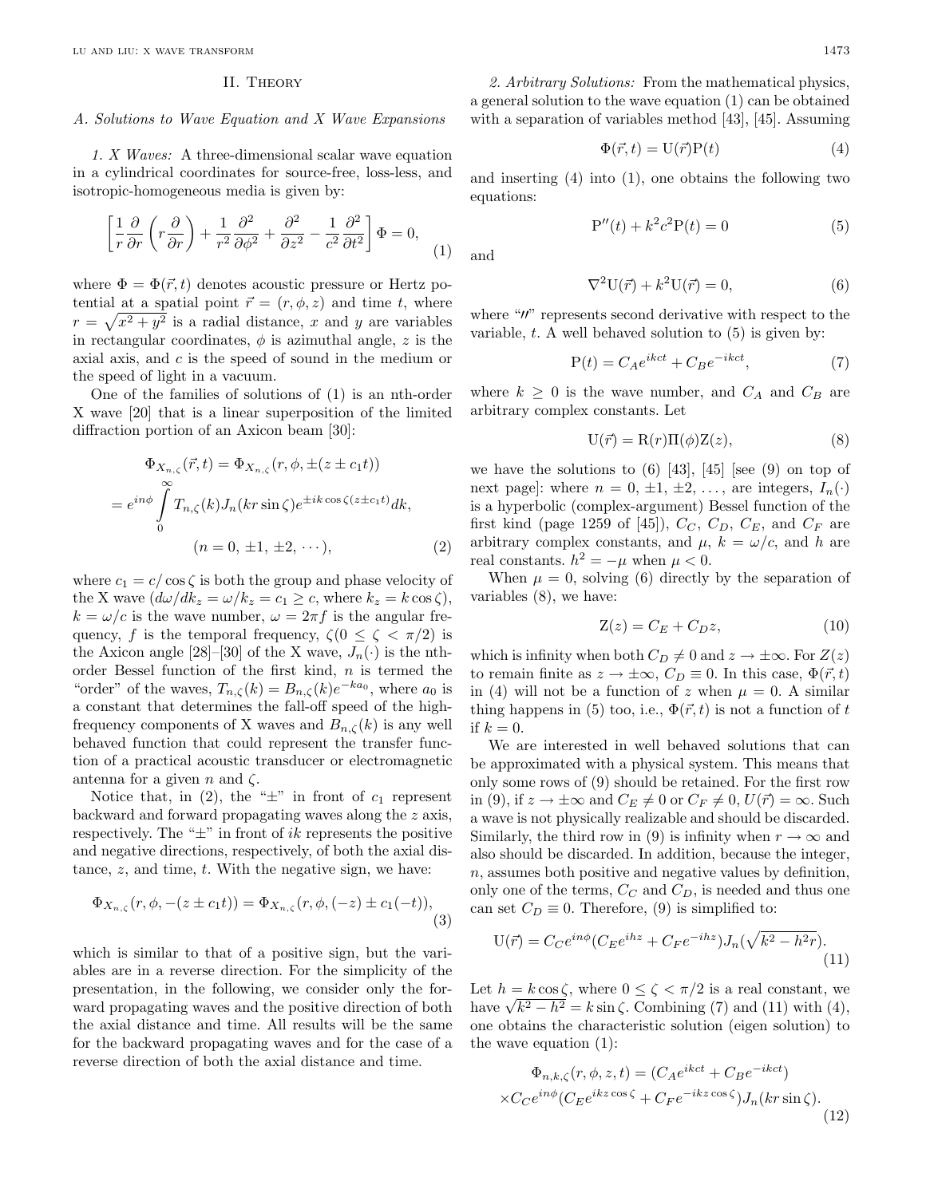## II. Theory

### A. Solutions to Wave Equation and X Wave Expansions

*1. X Waves:* A three-dimensional scalar wave equation in a cylindrical coordinates for source-free, loss-less, and isotropic-homogeneous media is given by:

$$\left[\frac{1}{r}\frac{\partial}{\partial r}\left(r\frac{\partial}{\partial r}\right)+\frac{1}{r^2}\frac{\partial^2}{\partial \phi^2}+\frac{\partial^2}{\partial z^2}-\frac{1}{c^2}\frac{\partial^2}{\partial t^2}\right]\Phi=0, \tag{1}$$

where $\Phi = \Phi(\vec{r}, t)$ denotes acoustic pressure or Hertz potential at a spatial point $\vec{r} = (r, \phi, z)$ and time $t$, where $r = \sqrt{x^2 + y^2}$ is a radial distance, $x$ and $y$ are variables in rectangular coordinates, $\phi$ is azimuthal angle, $z$ is the axial axis, and $c$ is the speed of sound in the medium or the speed of light in a vacuum.

One of the families of solutions of (1) is an nth-order X wave [20] that is a linear superposition of the limited diffraction portion of an Axicon beam [30]:

$$\begin{aligned}\Phi_{X_{n,\zeta}}(\vec{r},t) &= \Phi_{X_{n,\zeta}}(r,\phi,\pm(z\pm c_1 t))\\ &= e^{in\phi}\int_0^\infty T_{n,\zeta}(k)J_n(kr\sin\zeta)e^{\pm ik\cos\zeta(z\pm c_1 t)}dk,\\ &\qquad (n=0,\,\pm1,\,\pm2,\,\cdots),\end{aligned} \tag{2}$$

where $c_1 = c/\cos\zeta$ is both the group and phase velocity of the X wave ($d\omega/dk_z = \omega/k_z = c_1 \geq c$, where $k_z = k\cos\zeta$), $k = \omega/c$ is the wave number, $\omega = 2\pi f$ is the angular frequency, $f$ is the temporal frequency, $\zeta (0 \leq \zeta < \pi/2)$ is the Axicon angle [28]–[30] of the X wave, $J_n(\cdot)$ is the nth-order Bessel function of the first kind, $n$ is termed the "order" of the waves, $T_{n,\zeta}(k) = B_{n,\zeta}(k)e^{-ka_0}$, where $a_0$ is a constant that determines the fall-off speed of the high-frequency components of X waves and $B_{n,\zeta}(k)$ is any well behaved function that could represent the transfer function of a practical acoustic transducer or electromagnetic antenna for a given $n$ and $\zeta$.

Notice that, in (2), the "$\pm$" in front of $c_1$ represent backward and forward propagating waves along the $z$ axis, respectively. The "$\pm$" in front of $ik$ represents the positive and negative directions, respectively, of both the axial distance, $z$, and time, $t$. With the negative sign, we have:

$$\Phi_{X_{n,\zeta}}(r,\phi,-(z\pm c_1 t)) = \Phi_{X_{n,\zeta}}(r,\phi,(-z)\pm c_1(-t)), \tag{3}$$

which is similar to that of a positive sign, but the variables are in a reverse direction. For the simplicity of the presentation, in the following, we consider only the forward propagating waves and the positive direction of both the axial distance and time. All results will be the same for the backward propagating waves and for the case of a reverse direction of both the axial distance and time.

*2. Arbitrary Solutions:* From the mathematical physics, a general solution to the wave equation (1) can be obtained with a separation of variables method [43], [45]. Assuming

$$\Phi(\vec{r},t) = \mathrm{U}(\vec{r})\mathrm{P}(t) \tag{4}$$

and inserting (4) into (1), one obtains the following two equations:

$$\mathrm{P}''(t) + k^2c^2\mathrm{P}(t) = 0 \tag{5}$$

and

$$\nabla^2\mathrm{U}(\vec{r}) + k^2\mathrm{U}(\vec{r}) = 0, \tag{6}$$

where "$''$" represents second derivative with respect to the variable, $t$. A well behaved solution to (5) is given by:

$$\mathrm{P}(t) = C_A e^{ikct} + C_B e^{-ikct}, \tag{7}$$

where $k \geq 0$ is the wave number, and $C_A$ and $C_B$ are arbitrary complex constants. Let

$$\mathrm{U}(\vec{r}) = \mathrm{R}(r)\Pi(\phi)\mathrm{Z}(z), \tag{8}$$

we have the solutions to (6) [43], [45] [see (9) on top of next page]: where $n = 0, \pm1, \pm2, \ldots$, are integers, $I_n(\cdot)$ is a hyperbolic (complex-argument) Bessel function of the first kind (page 1259 of [45]), $C_C$, $C_D$, $C_E$, and $C_F$ are arbitrary complex constants, and $\mu$, $k = \omega/c$, and $h$ are real constants. $h^2 = -\mu$ when $\mu < 0$.

When $\mu = 0$, solving (6) directly by the separation of variables (8), we have:

$$\mathrm{Z}(z) = C_E + C_D z, \tag{10}$$

which is infinity when both $C_D \neq 0$ and $z \to \pm\infty$. For $Z(z)$ to remain finite as $z \to \pm\infty$, $C_D \equiv 0$. In this case, $\Phi(\vec{r}, t)$ in (4) will not be a function of $z$ when $\mu = 0$. A similar thing happens in (5) too, i.e., $\Phi(\vec{r}, t)$ is not a function of $t$ if $k = 0$.

We are interested in well behaved solutions that can be approximated with a physical system. This means that only some rows of (9) should be retained. For the first row in (9), if $z \to \pm\infty$ and $C_E \neq 0$ or $C_F \neq 0$, $U(\vec{r}) = \infty$. Such a wave is not physically realizable and should be discarded. Similarly, the third row in (9) is infinity when $r \to \infty$ and also should be discarded. In addition, because the integer, $n$, assumes both positive and negative values by definition, only one of the terms, $C_C$ and $C_D$, is needed and thus one can set $C_D \equiv 0$. Therefore, (9) is simplified to:

$$\mathrm{U}(\vec{r}) = C_C e^{in\phi}(C_E e^{ihz} + C_F e^{-ihz})J_n(\sqrt{k^2-h^2}r). \tag{11}$$

Let $h = k\cos\zeta$, where $0 \leq \zeta < \pi/2$ is a real constant, we have $\sqrt{k^2 - h^2} = k\sin\zeta$. Combining (7) and (11) with (4), one obtains the characteristic solution (eigen solution) to the wave equation (1):

$$\begin{aligned}\Phi_{n,k,\zeta}(r,\phi,z,t) &= (C_A e^{ikct} + C_B e^{-ikct})\\ &\times C_C e^{in\phi}(C_E e^{ikz\cos\zeta} + C_F e^{-ikz\cos\zeta})J_n(kr\sin\zeta).\end{aligned} \tag{12}$$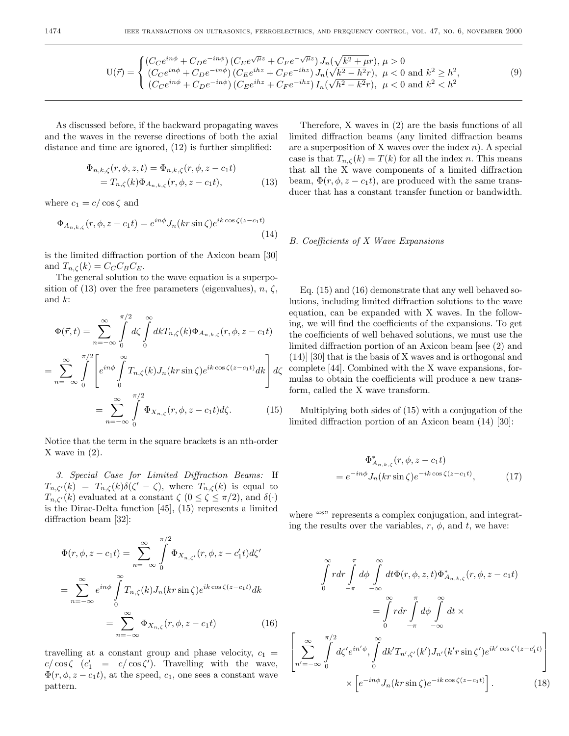$$
\mathrm{U}(\vec{r}) = \begin{cases} \left(C_C e^{in\phi} + C_D e^{-in\phi}\right)\left(C_E e^{\sqrt{\mu} z} + C_F e^{-\sqrt{\mu} z}\right) J_n(\sqrt{k^2+\mu}\, r),\ \mu > 0 \\ \left(C_C e^{in\phi} + C_D e^{-in\phi}\right)\left(C_E e^{ihz} + C_F e^{-ihz}\right) J_n(\sqrt{k^2-h^2}\, r),\ \ \mu < 0 \text{ and } k^2 \geq h^2, \\ \left(C_C e^{in\phi} + C_D e^{-in\phi}\right)\left(C_E e^{ihz} + C_F e^{-ihz}\right) I_n(\sqrt{h^2-k^2}\, r),\ \ \mu < 0 \text{ and } k^2 < h^2 \end{cases} \tag{9}
$$

As discussed before, if the backward propagating waves and the waves in the reverse directions of both the axial distance and time are ignored, (12) is further simplified:

$$
\begin{aligned}
\Phi_{n,k,\zeta}(r,\phi,z,t) &= \Phi_{n,k,\zeta}(r,\phi,z-c_1t) \\
&= T_{n,\zeta}(k)\Phi_{A_{n,k,\zeta}}(r,\phi,z-c_1t),
\end{aligned} \tag{13}
$$

where $c_1 = c/\cos\zeta$ and

$$
\Phi_{A_{n,k,\zeta}}(r,\phi,z-c_1t) = e^{in\phi} J_n(kr\sin\zeta) e^{ik\cos\zeta(z-c_1t)} \tag{14}
$$

is the limited diffraction portion of the Axicon beam [30] and $T_{n,\zeta}(k) = C_C C_B C_E$.

The general solution to the wave equation is a superposition of (13) over the free parameters (eigenvalues), $n$, $\zeta$, and $k$:

$$
\begin{aligned}
\Phi(\vec{r},t) &= \sum_{n=-\infty}^{\infty} \int_0^{\pi/2} d\zeta \int_0^{\infty} dk T_{n,\zeta}(k)\Phi_{A_{n,k,\zeta}}(r,\phi,z-c_1t) \\
&= \sum_{n=-\infty}^{\infty} \int_0^{\pi/2} \left[ e^{in\phi} \int_0^{\infty} T_{n,\zeta}(k) J_n(kr\sin\zeta) e^{ik\cos\zeta(z-c_1t)} dk \right] d\zeta \\
&= \sum_{n=-\infty}^{\infty} \int_0^{\pi/2} \Phi_{X_{n,\zeta}}(r,\phi,z-c_1t) d\zeta.
\end{aligned} \tag{15}
$$

Notice that the term in the square brackets is an nth-order X wave in (2).

*3. Special Case for Limited Diffraction Beams:* If $T_{n,\zeta'}(k) = T_{n,\zeta}(k)\delta(\zeta'-\zeta)$, where $T_{n,\zeta}(k)$ is equal to $T_{n,\zeta'}(k)$ evaluated at a constant $\zeta$ $(0 \leq \zeta \leq \pi/2)$, and $\delta(\cdot)$ is the Dirac-Delta function [45], (15) represents a limited diffraction beam [32]:

$$
\begin{aligned}
\Phi(r,\phi,z-c_1t) &= \sum_{n=-\infty}^{\infty} \int_0^{\pi/2} \Phi_{X_{n,\zeta'}}(r,\phi,z-c_1't) d\zeta' \\
&= \sum_{n=-\infty}^{\infty} e^{in\phi} \int_0^{\infty} T_{n,\zeta}(k) J_n(kr\sin\zeta) e^{ik\cos\zeta(z-c_1t)} dk \\
&= \sum_{n=-\infty}^{\infty} \Phi_{X_{n,\zeta}}(r,\phi,z-c_1t)
\end{aligned} \tag{16}
$$

travelling at a constant group and phase velocity, $c_1 = c/\cos\zeta$ $(c_1' = c/\cos\zeta')$. Travelling with the wave, $\Phi(r,\phi,z-c_1t)$, at the speed, $c_1$, one sees a constant wave pattern.

Therefore, X waves in (2) are the basis functions of all limited diffraction beams (any limited diffraction beams are a superposition of X waves over the index $n$). A special case is that $T_{n,\zeta}(k) = T(k)$ for all the index $n$. This means that all the X wave components of a limited diffraction beam, $\Phi(r,\phi,z-c_1t)$, are produced with the same transducer that has a constant transfer function or bandwidth.

### *B. Coefficients of X Wave Expansions*

Eq. (15) and (16) demonstrate that any well behaved solutions, including limited diffraction solutions to the wave equation, can be expanded with X waves. In the following, we will find the coefficients of the expansions. To get the coefficients of well behaved solutions, we must use the limited diffraction portion of an Axicon beam [see (2) and (14)] [30] that is the basis of X waves and is orthogonal and complete [44]. Combined with the X wave expansions, formulas to obtain the coefficients will produce a new transform, called the X wave transform.

Multiplying both sides of (15) with a conjugation of the limited diffraction portion of an Axicon beam (14) [30]:

$$
\begin{aligned}
&\Phi^*_{A_{n,k,\zeta}}(r,\phi,z-c_1t) \\
&= e^{-in\phi} J_n(kr\sin\zeta) e^{-ik\cos\zeta(z-c_1t)},
\end{aligned} \tag{17}
$$

where "*" represents a complex conjugation, and integrating the results over the variables, $r$, $\phi$, and $t$, we have:

$$
\begin{aligned}
&\int_0^{\infty} r dr \int_{-\pi}^{\pi} d\phi \int_{-\infty}^{\infty} dt \Phi(r,\phi,z,t)\Phi^*_{A_{n,k,\zeta}}(r,\phi,z-c_1t) \\
&= \int_0^{\infty} r dr \int_{-\pi}^{\pi} d\phi \int_{-\infty}^{\infty} dt \times \\
&\left[ \sum_{n'=-\infty}^{\infty} \int_0^{\pi/2} d\zeta' e^{in'\phi}, \int_0^{\infty} dk' T_{n',\zeta'}(k') J_{n'}(k'r\sin\zeta') e^{ik'\cos\zeta'(z-c_1't)} \right] \\
&\times \left[ e^{-in\phi} J_n(kr\sin\zeta) e^{-ik\cos\zeta(z-c_1t)} \right].
\end{aligned} \tag{18}
$$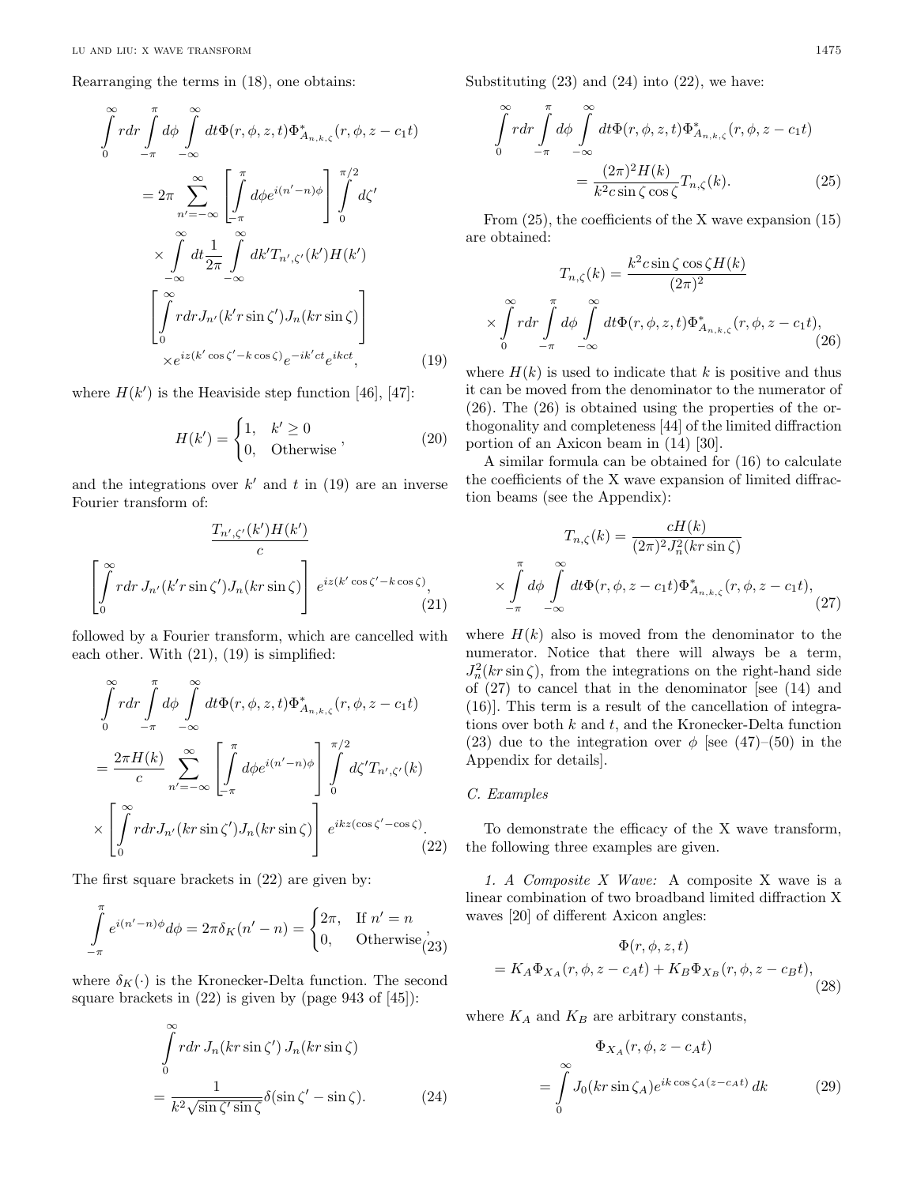Rearranging the terms in (18), one obtains:

$$
\begin{aligned}
&\int_0^\infty r dr \int_{-\pi}^{\pi} d\phi \int_{-\infty}^{\infty} dt \Phi(r,\phi,z,t)\Phi^*_{A_{n,k,\zeta}}(r,\phi,z-c_1 t) \\
&= 2\pi \sum_{n'=-\infty}^{\infty} \left[\int_{-\pi}^{\pi} d\phi e^{i(n'-n)\phi}\right] \int_0^{\pi/2} d\zeta' \\
&\quad \times \int_{-\infty}^{\infty} dt \frac{1}{2\pi} \int_{-\infty}^{\infty} dk' T_{n',\zeta'}(k') H(k') \\
&\quad \left[\int_0^\infty r dr J_{n'}(k' r \sin\zeta') J_n(kr\sin\zeta)\right] \\
&\quad \times e^{iz(k'\cos\zeta' - k\cos\zeta)} e^{-ik'ct} e^{ikct},
\end{aligned}
\tag{19}
$$

where $H(k')$ is the Heaviside step function [46], [47]:

$$
H(k') = \begin{cases} 1, & k' \geq 0 \\ 0, & \text{Otherwise} \end{cases}, \tag{20}
$$

and the integrations over $k'$ and $t$ in (19) are an inverse Fourier transform of:

$$
\frac{T_{n',\zeta'}(k')H(k')}{c} \left[\int_0^\infty r dr\, J_{n'}(k' r\sin\zeta') J_n(kr\sin\zeta)\right] e^{iz(k'\cos\zeta' - k\cos\zeta)}, \tag{21}
$$

followed by a Fourier transform, which are cancelled with each other. With (21), (19) is simplified:

$$
\begin{aligned}
&\int_0^\infty r dr \int_{-\pi}^{\pi} d\phi \int_{-\infty}^{\infty} dt \Phi(r,\phi,z,t)\Phi^*_{A_{n,k,\zeta}}(r,\phi,z-c_1 t) \\
&= \frac{2\pi H(k)}{c} \sum_{n'=-\infty}^{\infty} \left[\int_{-\pi}^{\pi} d\phi e^{i(n'-n)\phi}\right] \int_0^{\pi/2} d\zeta' T_{n',\zeta'}(k) \\
&\quad \times \left[\int_0^\infty r dr J_{n'}(kr\sin\zeta') J_n(kr\sin\zeta)\right] e^{ikz(\cos\zeta' - \cos\zeta)}.
\end{aligned}
\tag{22}
$$

The first square brackets in (22) are given by:

$$
\int_{-\pi}^{\pi} e^{i(n'-n)\phi} d\phi = 2\pi\delta_K(n'-n) = \begin{cases} 2\pi, & \text{If } n' = n \\ 0, & \text{Otherwise} \end{cases}, \tag{23}
$$

where $\delta_K(\cdot)$ is the Kronecker-Delta function. The second square brackets in (22) is given by (page 943 of [45]):

$$
\int_0^\infty r dr\, J_n(kr\sin\zeta')\, J_n(kr\sin\zeta) = \frac{1}{k^2\sqrt{\sin\zeta'\sin\zeta}} \delta(\sin\zeta' - \sin\zeta). \tag{24}
$$

Substituting (23) and (24) into (22), we have:

$$
\int_0^\infty r dr \int_{-\pi}^{\pi} d\phi \int_{-\infty}^{\infty} dt \Phi(r,\phi,z,t)\Phi^*_{A_{n,k,\zeta}}(r,\phi,z-c_1 t) = \frac{(2\pi)^2 H(k)}{k^2 c \sin\zeta\cos\zeta} T_{n,\zeta}(k). \tag{25}
$$

From (25), the coefficients of the X wave expansion (15) are obtained:

$$
\begin{aligned}
T_{n,\zeta}(k) &= \frac{k^2 c \sin\zeta\cos\zeta H(k)}{(2\pi)^2} \\
&\times \int_0^\infty r dr \int_{-\pi}^{\pi} d\phi \int_{-\infty}^{\infty} dt \Phi(r,\phi,z,t)\Phi^*_{A_{n,k,\zeta}}(r,\phi,z-c_1 t),
\end{aligned}
\tag{26}
$$

where $H(k)$ is used to indicate that $k$ is positive and thus it can be moved from the denominator to the numerator of (26). The (26) is obtained using the properties of the orthogonality and completeness [44] of the limited diffraction portion of an Axicon beam in (14) [30].

A similar formula can be obtained for (16) to calculate the coefficients of the X wave expansion of limited diffraction beams (see the Appendix):

$$
\begin{aligned}
T_{n,\zeta}(k) &= \frac{cH(k)}{(2\pi)^2 J_n^2(kr\sin\zeta)} \\
&\times \int_{-\pi}^{\pi} d\phi \int_{-\infty}^{\infty} dt \Phi(r,\phi,z-c_1 t)\Phi^*_{A_{n,k,\zeta}}(r,\phi,z-c_1 t),
\end{aligned}
\tag{27}
$$

where $H(k)$ also is moved from the denominator to the numerator. Notice that there will always be a term, $J_n^2(kr\sin\zeta)$, from the integrations on the right-hand side of (27) to cancel that in the denominator [see (14) and (16)]. This term is a result of the cancellation of integrations over both $k$ and $t$, and the Kronecker-Delta function (23) due to the integration over $\phi$ [see (47)–(50) in the Appendix for details].

### *C. Examples*

To demonstrate the efficacy of the X wave transform, the following three examples are given.

*1. A Composite X Wave:* A composite X wave is a linear combination of two broadband limited diffraction X waves [20] of different Axicon angles:

$$
\Phi(r,\phi,z,t) = K_A \Phi_{X_A}(r,\phi,z-c_A t) + K_B \Phi_{X_B}(r,\phi,z-c_B t), \tag{28}
$$

where $K_A$ and $K_B$ are arbitrary constants,

$$
\Phi_{X_A}(r,\phi,z-c_A t) = \int_0^\infty J_0(kr\sin\zeta_A) e^{ik\cos\zeta_A(z-c_A t)}\, dk \tag{29}
$$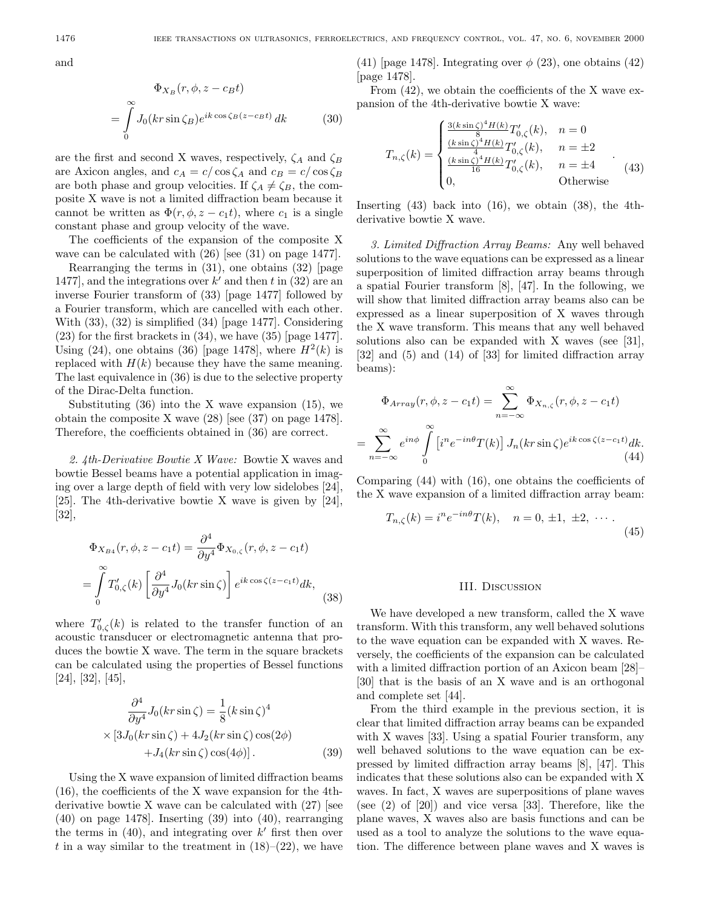and

$$\Phi_{X_B}(r,\phi,z-c_Bt) = \int_0^\infty J_0(kr\sin\zeta_B)e^{ik\cos\zeta_B(z-c_Bt)}\,dk \tag{30}$$

are the first and second X waves, respectively, $\zeta_A$ and $\zeta_B$ are Axicon angles, and $c_A = c/\cos\zeta_A$ and $c_B = c/\cos\zeta_B$ are both phase and group velocities. If $\zeta_A \neq \zeta_B$, the composite X wave is not a limited diffraction beam because it cannot be written as $\Phi(r,\phi,z-c_1t)$, where $c_1$ is a single constant phase and group velocity of the wave.

The coefficients of the expansion of the composite X wave can be calculated with (26) [see (31) on page 1477].

Rearranging the terms in (31), one obtains (32) [page 1477], and the integrations over $k'$ and then $t$ in (32) are an inverse Fourier transform of (33) [page 1477] followed by a Fourier transform, which are cancelled with each other. With (33), (32) is simplified (34) [page 1477]. Considering (23) for the first brackets in (34), we have (35) [page 1477]. Using (24), one obtains (36) [page 1478], where $H^2(k)$ is replaced with $H(k)$ because they have the same meaning. The last equivalence in (36) is due to the selective property of the Dirac-Delta function.

Substituting (36) into the X wave expansion (15), we obtain the composite X wave (28) [see (37) on page 1478]. Therefore, the coefficients obtained in (36) are correct.

*2. 4th-Derivative Bowtie X Wave:* Bowtie X waves and bowtie Bessel beams have a potential application in imaging over a large depth of field with very low sidelobes [24], [25]. The 4th-derivative bowtie X wave is given by [24], [32],

$$\begin{aligned}\Phi_{X_{B4}}(r,\phi,z-c_1t) &= \frac{\partial^4}{\partial y^4}\Phi_{X_{0,\zeta}}(r,\phi,z-c_1t)\\ &= \int_0^\infty T'_{0,\zeta}(k)\left[\frac{\partial^4}{\partial y^4}J_0(kr\sin\zeta)\right]e^{ik\cos\zeta(z-c_1t)}dk,\end{aligned} \tag{38}$$

where $T'_{0,\zeta}(k)$ is related to the transfer function of an acoustic transducer or electromagnetic antenna that produces the bowtie X wave. The term in the square brackets can be calculated using the properties of Bessel functions [24], [32], [45],

$$\begin{aligned}\frac{\partial^4}{\partial y^4}J_0(kr\sin\zeta) &= \frac{1}{8}(k\sin\zeta)^4\\ &\times[3J_0(kr\sin\zeta)+4J_2(kr\sin\zeta)\cos(2\phi)\\ &+J_4(kr\sin\zeta)\cos(4\phi)].\end{aligned} \tag{39}$$

Using the X wave expansion of limited diffraction beams (16), the coefficients of the X wave expansion for the 4th-derivative bowtie X wave can be calculated with (27) [see (40) on page 1478]. Inserting (39) into (40), rearranging the terms in (40), and integrating over $k'$ first then over $t$ in a way similar to the treatment in (18)–(22), we have (41) [page 1478]. Integrating over $\phi$ (23), one obtains (42) [page 1478].

From (42), we obtain the coefficients of the X wave expansion of the 4th-derivative bowtie X wave:

$$T_{n,\zeta}(k) = \begin{cases}\frac{3(k\sin\zeta)^4H(k)}{8}T'_{0,\zeta}(k), & n=0\\ \frac{(k\sin\zeta)^4H(k)}{4}T'_{0,\zeta}(k), & n=\pm 2\\ \frac{(k\sin\zeta)^4H(k)}{16}T'_{0,\zeta}(k), & n=\pm 4\\ 0, & \text{Otherwise}\end{cases}. \tag{43}$$

Inserting (43) back into (16), we obtain (38), the 4th-derivative bowtie X wave.

*3. Limited Diffraction Array Beams:* Any well behaved solutions to the wave equations can be expressed as a linear superposition of limited diffraction array beams through a spatial Fourier transform [8], [47]. In the following, we will show that limited diffraction array beams also can be expressed as a linear superposition of X waves through the X wave transform. This means that any well behaved solutions also can be expanded with X waves (see [31], [32] and (5) and (14) of [33] for limited diffraction array beams):

$$\begin{aligned}\Phi_{Array}(r,\phi,z-c_1t) &= \sum_{n=-\infty}^{\infty}\Phi_{X_{n,\zeta}}(r,\phi,z-c_1t)\\ &= \sum_{n=-\infty}^{\infty}e^{in\phi}\int_0^\infty\left[i^ne^{-in\theta}T(k)\right]J_n(kr\sin\zeta)e^{ik\cos\zeta(z-c_1t)}dk.\end{aligned} \tag{44}$$

Comparing (44) with (16), one obtains the coefficients of the X wave expansion of a limited diffraction array beam:

$$T_{n,\zeta}(k) = i^ne^{-in\theta}T(k), \quad n=0,\,\pm1,\,\pm2,\,\cdots. \tag{45}$$

## III. Discussion

We have developed a new transform, called the X wave transform. With this transform, any well behaved solutions to the wave equation can be expanded with X waves. Reversely, the coefficients of the expansion can be calculated with a limited diffraction portion of an Axicon beam [28]–[30] that is the basis of an X wave and is an orthogonal and complete set [44].

From the third example in the previous section, it is clear that limited diffraction array beams can be expanded with X waves [33]. Using a spatial Fourier transform, any well behaved solutions to the wave equation can be expressed by limited diffraction array beams [8], [47]. This indicates that these solutions also can be expanded with X waves. In fact, X waves are superpositions of plane waves (see (2) of [20]) and vice versa [33]. Therefore, like the plane waves, X waves also are basis functions and can be used as a tool to analyze the solutions to the wave equation. The difference between plane waves and X waves is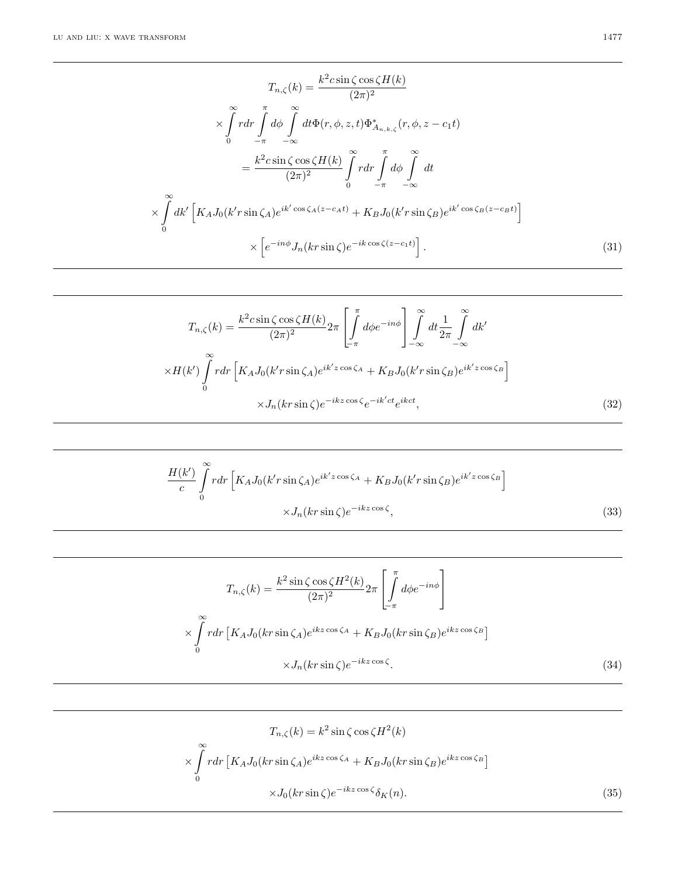$$
\begin{aligned}
T_{n,\zeta}(k) &= \frac{k^2 c \sin\zeta \cos\zeta H(k)}{(2\pi)^2} \\
&\times \int_0^\infty r dr \int_{-\pi}^{\pi} d\phi \int_{-\infty}^{\infty} dt \Phi(r,\phi,z,t) \Phi^*_{A_{n,k,\zeta}}(r,\phi,z-c_1 t) \\
&= \frac{k^2 c \sin\zeta \cos\zeta H(k)}{(2\pi)^2} \int_0^\infty r dr \int_{-\pi}^{\pi} d\phi \int_{-\infty}^{\infty} dt \\
&\times \int_0^\infty dk' \left[ K_A J_0(k' r \sin\zeta_A) e^{ik'\cos\zeta_A (z - c_A t)} + K_B J_0(k' r \sin\zeta_B) e^{ik'\cos\zeta_B (z - c_B t)} \right] \\
&\times \left[ e^{-in\phi} J_n(kr \sin\zeta) e^{-ik\cos\zeta (z - c_1 t)} \right]. \qquad (31)
\end{aligned}
$$

$$
\begin{aligned}
T_{n,\zeta}(k) &= \frac{k^2 c \sin\zeta \cos\zeta H(k)}{(2\pi)^2} 2\pi \left[ \int_{-\pi}^{\pi} d\phi e^{-in\phi} \right] \int_{-\infty}^{\infty} dt \frac{1}{2\pi} \int_{-\infty}^{\infty} dk' \\
&\times H(k') \int_0^\infty r dr \left[ K_A J_0(k' r \sin\zeta_A) e^{ik' z \cos\zeta_A} + K_B J_0(k' r \sin\zeta_B) e^{ik' z \cos\zeta_B} \right] \\
&\times J_n(kr \sin\zeta) e^{-ikz\cos\zeta} e^{-ik'ct} e^{ikct}, \qquad (32)
\end{aligned}
$$

$$
\begin{aligned}
&\frac{H(k')}{c} \int_0^\infty r dr \left[ K_A J_0(k' r \sin\zeta_A) e^{ik' z \cos\zeta_A} + K_B J_0(k' r \sin\zeta_B) e^{ik' z \cos\zeta_B} \right] \\
&\times J_n(kr \sin\zeta) e^{-ikz\cos\zeta}, \qquad (33)
\end{aligned}
$$

$$
\begin{aligned}
T_{n,\zeta}(k) &= \frac{k^2 \sin\zeta \cos\zeta H^2(k)}{(2\pi)^2} 2\pi \left[ \int_{-\pi}^{\pi} d\phi e^{-in\phi} \right] \\
&\times \int_0^\infty r dr \left[ K_A J_0(kr \sin\zeta_A) e^{ikz\cos\zeta_A} + K_B J_0(kr \sin\zeta_B) e^{ikz\cos\zeta_B} \right] \\
&\times J_n(kr \sin\zeta) e^{-ikz\cos\zeta}. \qquad (34)
\end{aligned}
$$

$$
\begin{aligned}
T_{n,\zeta}(k) &= k^2 \sin\zeta \cos\zeta H^2(k) \\
&\times \int_0^\infty r dr \left[ K_A J_0(kr \sin\zeta_A) e^{ikz\cos\zeta_A} + K_B J_0(kr \sin\zeta_B) e^{ikz\cos\zeta_B} \right] \\
&\times J_0(kr \sin\zeta) e^{-ikz\cos\zeta} \delta_K(n). \qquad (35)
\end{aligned}
$$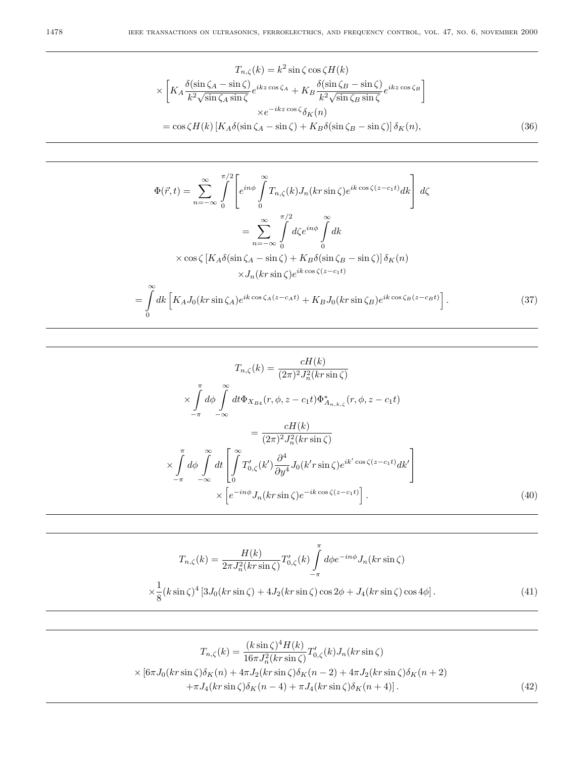$$
\begin{aligned}
T_{n,\zeta}(k) &= k^2 \sin\zeta \cos\zeta H(k) \\
&\times \left[ K_A \frac{\delta(\sin\zeta_A - \sin\zeta)}{k^2\sqrt{\sin\zeta_A \sin\zeta}} e^{ikz\cos\zeta_A} + K_B \frac{\delta(\sin\zeta_B - \sin\zeta)}{k^2\sqrt{\sin\zeta_B \sin\zeta}} e^{ikz\cos\zeta_B} \right] \\
&\times e^{-ikz\cos\zeta} \delta_K(n) \\
&= \cos\zeta H(k) \left[ K_A \delta(\sin\zeta_A - \sin\zeta) + K_B \delta(\sin\zeta_B - \sin\zeta) \right] \delta_K(n),
\end{aligned}
\tag{36}
$$

$$
\begin{aligned}
\Phi(\vec{r},t) &= \sum_{n=-\infty}^{\infty} \int_0^{\pi/2} \left[ e^{in\phi} \int_0^{\infty} T_{n,\zeta}(k) J_n(kr\sin\zeta) e^{ik\cos\zeta(z-c_1t)} dk \right] d\zeta \\
&= \sum_{n=-\infty}^{\infty} \int_0^{\pi/2} d\zeta e^{in\phi} \int_0^{\infty} dk \\
&\times \cos\zeta \left[ K_A \delta(\sin\zeta_A - \sin\zeta) + K_B \delta(\sin\zeta_B - \sin\zeta) \right] \delta_K(n) \\
&\times J_n(kr\sin\zeta) e^{ik\cos\zeta(z-c_1t)} \\
&= \int_0^{\infty} dk \left[ K_A J_0(kr\sin\zeta_A) e^{ik\cos\zeta_A(z-c_At)} + K_B J_0(kr\sin\zeta_B) e^{ik\cos\zeta_B(z-c_Bt)} \right].
\end{aligned}
\tag{37}
$$

$$
\begin{aligned}
T_{n,\zeta}(k) &= \frac{cH(k)}{(2\pi)^2 J_n^2(kr\sin\zeta)} \\
&\times \int_{-\pi}^{\pi} d\phi \int_{-\infty}^{\infty} dt \Phi_{X_{B4}}(r,\phi,z-c_1t) \Phi^*_{A_{n,k,\zeta}}(r,\phi,z-c_1t) \\
&= \frac{cH(k)}{(2\pi)^2 J_n^2(kr\sin\zeta)} \\
&\times \int_{-\pi}^{\pi} d\phi \int_{-\infty}^{\infty} dt \left[ \int_0^{\infty} T'_{0,\zeta}(k') \frac{\partial^4}{\partial y^4} J_0(k'r\sin\zeta) e^{ik'\cos\zeta(z-c_1t)} dk' \right] \\
&\times \left[ e^{-in\phi} J_n(kr\sin\zeta) e^{-ik\cos\zeta(z-c_1t)} \right].
\end{aligned}
\tag{40}
$$

$$
\begin{aligned}
T_{n,\zeta}(k) &= \frac{H(k)}{2\pi J_n^2(kr\sin\zeta)} T'_{0,\zeta}(k) \int_{-\pi}^{\pi} d\phi e^{-in\phi} J_n(kr\sin\zeta) \\
&\times \frac{1}{8}(k\sin\zeta)^4 \left[ 3J_0(kr\sin\zeta) + 4J_2(kr\sin\zeta)\cos 2\phi + J_4(kr\sin\zeta)\cos 4\phi \right].
\end{aligned}
\tag{41}
$$

$$
\begin{aligned}
T_{n,\zeta}(k) &= \frac{(k\sin\zeta)^4 H(k)}{16\pi J_n^2(kr\sin\zeta)} T'_{0,\zeta}(k) J_n(kr\sin\zeta) \\
&\times [6\pi J_0(kr\sin\zeta)\delta_K(n) + 4\pi J_2(kr\sin\zeta)\delta_K(n-2) + 4\pi J_2(kr\sin\zeta)\delta_K(n+2) \\
&+ \pi J_4(kr\sin\zeta)\delta_K(n-4) + \pi J_4(kr\sin\zeta)\delta_K(n+4)].
\end{aligned}
\tag{42}
$$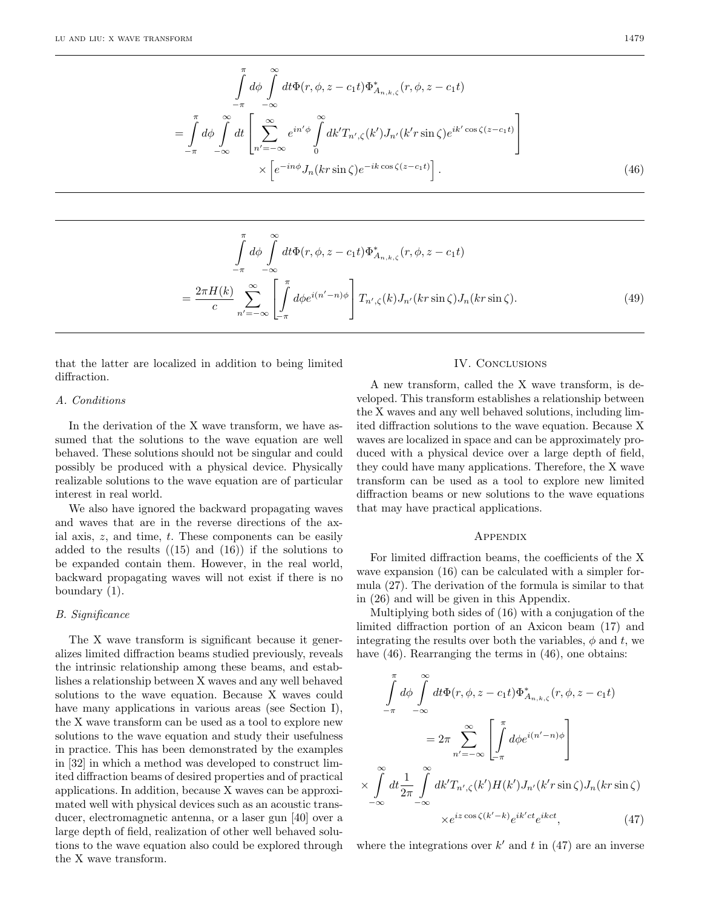$$
\int_{-\pi}^{\pi} d\phi \int_{-\infty}^{\infty} dt \Phi(r,\phi,z-c_1t)\Phi^*_{A_{n,k,\zeta}}(r,\phi,z-c_1t)
$$

$$
= \int_{-\pi}^{\pi} d\phi \int_{-\infty}^{\infty} dt \left[ \sum_{n'=-\infty}^{\infty} e^{in'\phi} \int_{0}^{\infty} dk' T_{n',\zeta}(k') J_{n'}(k' r \sin\zeta) e^{ik'\cos\zeta(z-c_1t)} \right] \times \left[ e^{-in\phi} J_n(kr\sin\zeta) e^{-ik\cos\zeta(z-c_1t)} \right]. \tag{46}
$$

$$
\int_{-\pi}^{\pi} d\phi \int_{-\infty}^{\infty} dt \Phi(r,\phi,z-c_1t)\Phi^*_{A_{n,k,\zeta}}(r,\phi,z-c_1t)
$$

$$
= \frac{2\pi H(k)}{c} \sum_{n'=-\infty}^{\infty} \left[ \int_{-\pi}^{\pi} d\phi e^{i(n'-n)\phi} \right] T_{n',\zeta}(k) J_{n'}(kr\sin\zeta) J_n(kr\sin\zeta). \tag{49}
$$

that the latter are localized in addition to being limited diffraction.

### A. Conditions

In the derivation of the X wave transform, we have assumed that the solutions to the wave equation are well behaved. These solutions should not be singular and could possibly be produced with a physical device. Physically realizable solutions to the wave equation are of particular interest in real world.

We also have ignored the backward propagating waves and waves that are in the reverse directions of the axial axis, $z$, and time, $t$. These components can be easily added to the results ((15) and (16)) if the solutions to be expanded contain them. However, in the real world, backward propagating waves will not exist if there is no boundary (1).

### B. Significance

The X wave transform is significant because it generalizes limited diffraction beams studied previously, reveals the intrinsic relationship among these beams, and establishes a relationship between X waves and any well behaved solutions to the wave equation. Because X waves could have many applications in various areas (see Section I), the X wave transform can be used as a tool to explore new solutions to the wave equation and study their usefulness in practice. This has been demonstrated by the examples in [32] in which a method was developed to construct limited diffraction beams of desired properties and of practical applications. In addition, because X waves can be approximated well with physical devices such as an acoustic transducer, electromagnetic antenna, or a laser gun [40] over a large depth of field, realization of other well behaved solutions to the wave equation also could be explored through the X wave transform.

## IV. Conclusions

A new transform, called the X wave transform, is developed. This transform establishes a relationship between the X waves and any well behaved solutions, including limited diffraction solutions to the wave equation. Because X waves are localized in space and can be approximately produced with a physical device over a large depth of field, they could have many applications. Therefore, the X wave transform can be used as a tool to explore new limited diffraction beams or new solutions to the wave equations that may have practical applications.

## Appendix

For limited diffraction beams, the coefficients of the X wave expansion (16) can be calculated with a simpler formula (27). The derivation of the formula is similar to that in (26) and will be given in this Appendix.

Multiplying both sides of (16) with a conjugation of the limited diffraction portion of an Axicon beam (17) and integrating the results over both the variables, $\phi$ and $t$, we have (46). Rearranging the terms in (46), one obtains:

$$
\int_{-\pi}^{\pi} d\phi \int_{-\infty}^{\infty} dt \Phi(r,\phi,z-c_1t)\Phi^*_{A_{n,k,\zeta}}(r,\phi,z-c_1t)
$$

$$
= 2\pi \sum_{n'=-\infty}^{\infty} \left[ \int_{-\pi}^{\pi} d\phi e^{i(n'-n)\phi} \right]
$$

$$
\times \int_{-\infty}^{\infty} dt \frac{1}{2\pi} \int_{-\infty}^{\infty} dk' T_{n',\zeta}(k') H(k') J_{n'}(k' r\sin\zeta) J_n(kr\sin\zeta)
$$

$$
\times e^{iz\cos\zeta(k'-k)} e^{ik'ct} e^{ikct}, \tag{47}
$$

where the integrations over $k'$ and $t$ in (47) are an inverse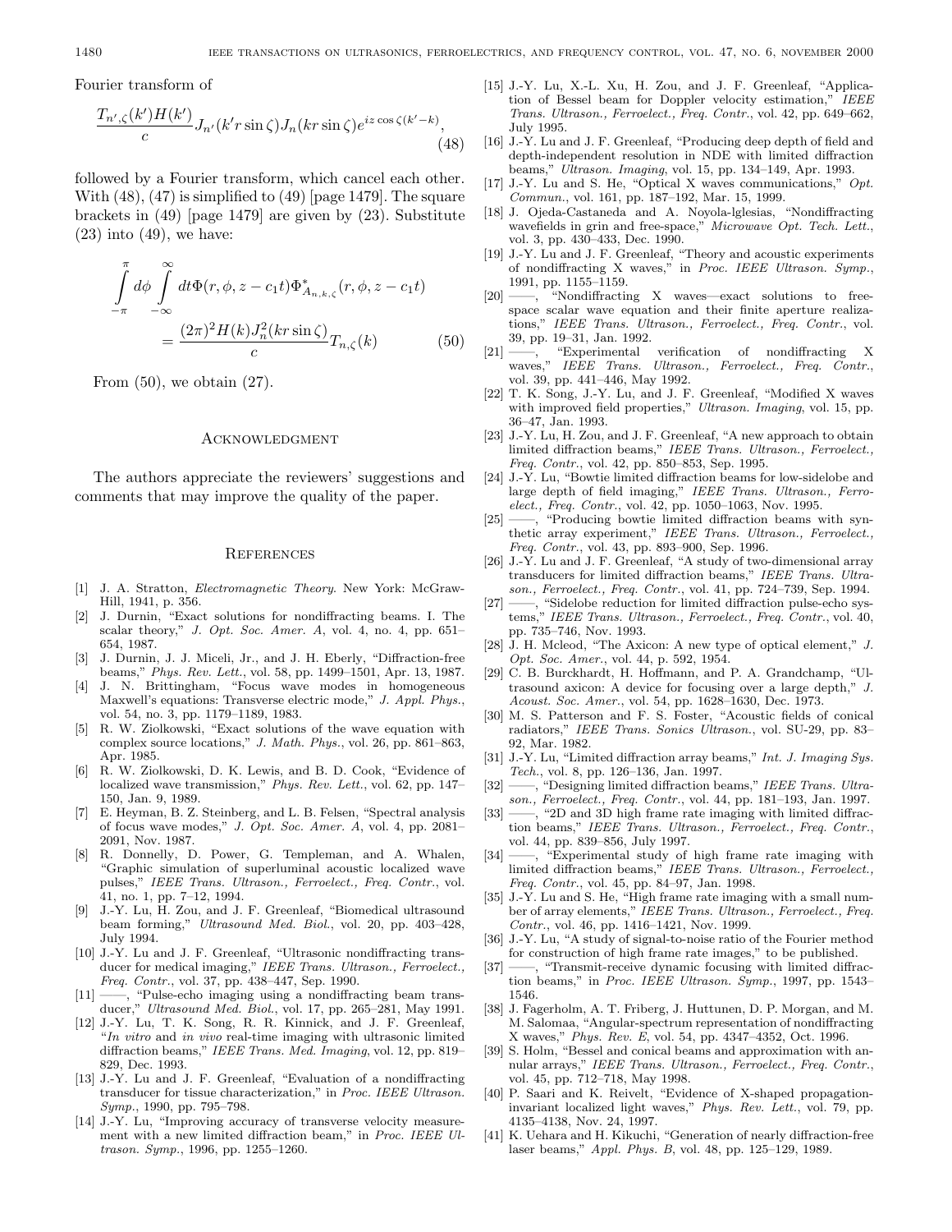Fourier transform of

$$\frac{T_{n',\zeta}(k')H(k')}{c} J_{n'}(k'r\sin\zeta) J_n(kr\sin\zeta) e^{iz\cos\zeta(k'-k)}, \tag{48}$$

followed by a Fourier transform, which cancel each other. With (48), (47) is simplified to (49) [page 1479]. The square brackets in (49) [page 1479] are given by (23). Substitute (23) into (49), we have:

$$\int_{-\pi}^{\pi} d\phi \int_{-\infty}^{\infty} dt \Phi(r,\phi,z-c_1t)\Phi^*_{A_{n,k,\zeta}}(r,\phi,z-c_1t) = \frac{(2\pi)^2 H(k) J_n^2(kr\sin\zeta)}{c} T_{n,\zeta}(k) \tag{50}$$

From (50), we obtain (27).

## Acknowledgment

The authors appreciate the reviewers' suggestions and comments that may improve the quality of the paper.

## References

[1] J. A. Stratton, *Electromagnetic Theory*. New York: McGraw-Hill, 1941, p. 356.

[2] J. Durnin, "Exact solutions for nondiffracting beams. I. The scalar theory," *J. Opt. Soc. Amer. A*, vol. 4, no. 4, pp. 651–654, 1987.

[3] J. Durnin, J. J. Miceli, Jr., and J. H. Eberly, "Diffraction-free beams," *Phys. Rev. Lett.*, vol. 58, pp. 1499–1501, Apr. 13, 1987.

[4] J. N. Brittingham, "Focus wave modes in homogeneous Maxwell's equations: Transverse electric mode," *J. Appl. Phys.*, vol. 54, no. 3, pp. 1179–1189, 1983.

[5] R. W. Ziolkowski, "Exact solutions of the wave equation with complex source locations," *J. Math. Phys.*, vol. 26, pp. 861–863, Apr. 1985.

[6] R. W. Ziolkowski, D. K. Lewis, and B. D. Cook, "Evidence of localized wave transmission," *Phys. Rev. Lett.*, vol. 62, pp. 147–150, Jan. 9, 1989.

[7] E. Heyman, B. Z. Steinberg, and L. B. Felsen, "Spectral analysis of focus wave modes," *J. Opt. Soc. Amer. A*, vol. 4, pp. 2081–2091, Nov. 1987.

[8] R. Donnelly, D. Power, G. Templeman, and A. Whalen, "Graphic simulation of superluminal acoustic localized wave pulses," *IEEE Trans. Ultrason., Ferroelect., Freq. Contr.*, vol. 41, no. 1, pp. 7–12, 1994.

[9] J.-Y. Lu, H. Zou, and J. F. Greenleaf, "Biomedical ultrasound beam forming," *Ultrasound Med. Biol.*, vol. 20, pp. 403–428, July 1994.

[10] J.-Y. Lu and J. F. Greenleaf, "Ultrasonic nondiffracting transducer for medical imaging," *IEEE Trans. Ultrason., Ferroelect., Freq. Contr.*, vol. 37, pp. 438–447, Sep. 1990.

[11] ——, "Pulse-echo imaging using a nondiffracting beam transducer," *Ultrasound Med. Biol.*, vol. 17, pp. 265–281, May 1991.

[12] J.-Y. Lu, T. K. Song, R. R. Kinnick, and J. F. Greenleaf, "*In vitro* and *in vivo* real-time imaging with ultrasonic limited diffraction beams," *IEEE Trans. Med. Imaging*, vol. 12, pp. 819–829, Dec. 1993.

[13] J.-Y. Lu and J. F. Greenleaf, "Evaluation of a nondiffracting transducer for tissue characterization," in *Proc. IEEE Ultrason. Symp.*, 1990, pp. 795–798.

[14] J.-Y. Lu, "Improving accuracy of transverse velocity measurement with a new limited diffraction beam," in *Proc. IEEE Ultrason. Symp.*, 1996, pp. 1255–1260.

[15] J.-Y. Lu, X.-L. Xu, H. Zou, and J. F. Greenleaf, "Application of Bessel beam for Doppler velocity estimation," *IEEE Trans. Ultrason., Ferroelect., Freq. Contr.*, vol. 42, pp. 649–662, July 1995.

[16] J.-Y. Lu and J. F. Greenleaf, "Producing deep depth of field and depth-independent resolution in NDE with limited diffraction beams," *Ultrason. Imaging*, vol. 15, pp. 134–149, Apr. 1993.

[17] J.-Y. Lu and S. He, "Optical X waves communications," *Opt. Commun.*, vol. 161, pp. 187–192, Mar. 15, 1999.

[18] J. Ojeda-Castaneda and A. Noyola-lglesias, "Nondiffracting wavefields in grin and free-space," *Microwave Opt. Tech. Lett.*, vol. 3, pp. 430–433, Dec. 1990.

[19] J.-Y. Lu and J. F. Greenleaf, "Theory and acoustic experiments of nondiffracting X waves," in *Proc. IEEE Ultrason. Symp.*, 1991, pp. 1155–1159.

[20] ——, "Nondiffracting X waves—exact solutions to free-space scalar wave equation and their finite aperture realizations," *IEEE Trans. Ultrason., Ferroelect., Freq. Contr.*, vol. 39, pp. 19–31, Jan. 1992.

[21] ——, "Experimental verification of nondiffracting X waves," *IEEE Trans. Ultrason., Ferroelect., Freq. Contr.*, vol. 39, pp. 441–446, May 1992.

[22] T. K. Song, J.-Y. Lu, and J. F. Greenleaf, "Modified X waves with improved field properties," *Ultrason. Imaging*, vol. 15, pp. 36–47, Jan. 1993.

[23] J.-Y. Lu, H. Zou, and J. F. Greenleaf, "A new approach to obtain limited diffraction beams," *IEEE Trans. Ultrason., Ferroelect., Freq. Contr.*, vol. 42, pp. 850–853, Sep. 1995.

[24] J.-Y. Lu, "Bowtie limited diffraction beams for low-sidelobe and large depth of field imaging," *IEEE Trans. Ultrason., Ferroelect., Freq. Contr.*, vol. 42, pp. 1050–1063, Nov. 1995.

[25] ——, "Producing bowtie limited diffraction beams with synthetic array experiment," *IEEE Trans. Ultrason., Ferroelect., Freq. Contr.*, vol. 43, pp. 893–900, Sep. 1996.

[26] J.-Y. Lu and J. F. Greenleaf, "A study of two-dimensional array transducers for limited diffraction beams," *IEEE Trans. Ultrason., Ferroelect., Freq. Contr.*, vol. 41, pp. 724–739, Sep. 1994.

[27] ——, "Sidelobe reduction for limited diffraction pulse-echo systems," *IEEE Trans. Ultrason., Ferroelect., Freq. Contr.*, vol. 40, pp. 735–746, Nov. 1993.

[28] J. H. Mcleod, "The Axicon: A new type of optical element," *J. Opt. Soc. Amer.*, vol. 44, p. 592, 1954.

[29] C. B. Burckhardt, H. Hoffmann, and P. A. Grandchamp, "Ultrasound axicon: A device for focusing over a large depth," *J. Acoust. Soc. Amer.*, vol. 54, pp. 1628–1630, Dec. 1973.

[30] M. S. Patterson and F. S. Foster, "Acoustic fields of conical radiators," *IEEE Trans. Sonics Ultrason.*, vol. SU-29, pp. 83–92, Mar. 1982.

[31] J.-Y. Lu, "Limited diffraction array beams," *Int. J. Imaging Sys. Tech.*, vol. 8, pp. 126–136, Jan. 1997.

[32] ——, "Designing limited diffraction beams," *IEEE Trans. Ultrason., Ferroelect., Freq. Contr.*, vol. 44, pp. 181–193, Jan. 1997.

[33] ——, "2D and 3D high frame rate imaging with limited diffraction beams," *IEEE Trans. Ultrason., Ferroelect., Freq. Contr.*, vol. 44, pp. 839–856, July 1997.

[34] ——, "Experimental study of high frame rate imaging with limited diffraction beams," *IEEE Trans. Ultrason., Ferroelect., Freq. Contr.*, vol. 45, pp. 84–97, Jan. 1998.

[35] J.-Y. Lu and S. He, "High frame rate imaging with a small number of array elements," *IEEE Trans. Ultrason., Ferroelect., Freq. Contr.*, vol. 46, pp. 1416–1421, Nov. 1999.

[36] J.-Y. Lu, "A study of signal-to-noise ratio of the Fourier method for construction of high frame rate images," to be published.

[37] ——, "Transmit-receive dynamic focusing with limited diffraction beams," in *Proc. IEEE Ultrason. Symp.*, 1997, pp. 1543–1546.

[38] J. Fagerholm, A. T. Friberg, J. Huttunen, D. P. Morgan, and M. M. Salomaa, "Angular-spectrum representation of nondiffracting X waves," *Phys. Rev. E*, vol. 54, pp. 4347–4352, Oct. 1996.

[39] S. Holm, "Bessel and conical beams and approximation with annular arrays," *IEEE Trans. Ultrason., Ferroelect., Freq. Contr.*, vol. 45, pp. 712–718, May 1998.

[40] P. Saari and K. Reivelt, "Evidence of X-shaped propagation-invariant localized light waves," *Phys. Rev. Lett.*, vol. 79, pp. 4135–4138, Nov. 24, 1997.

[41] K. Uehara and H. Kikuchi, "Generation of nearly diffraction-free laser beams," *Appl. Phys. B*, vol. 48, pp. 125–129, 1989.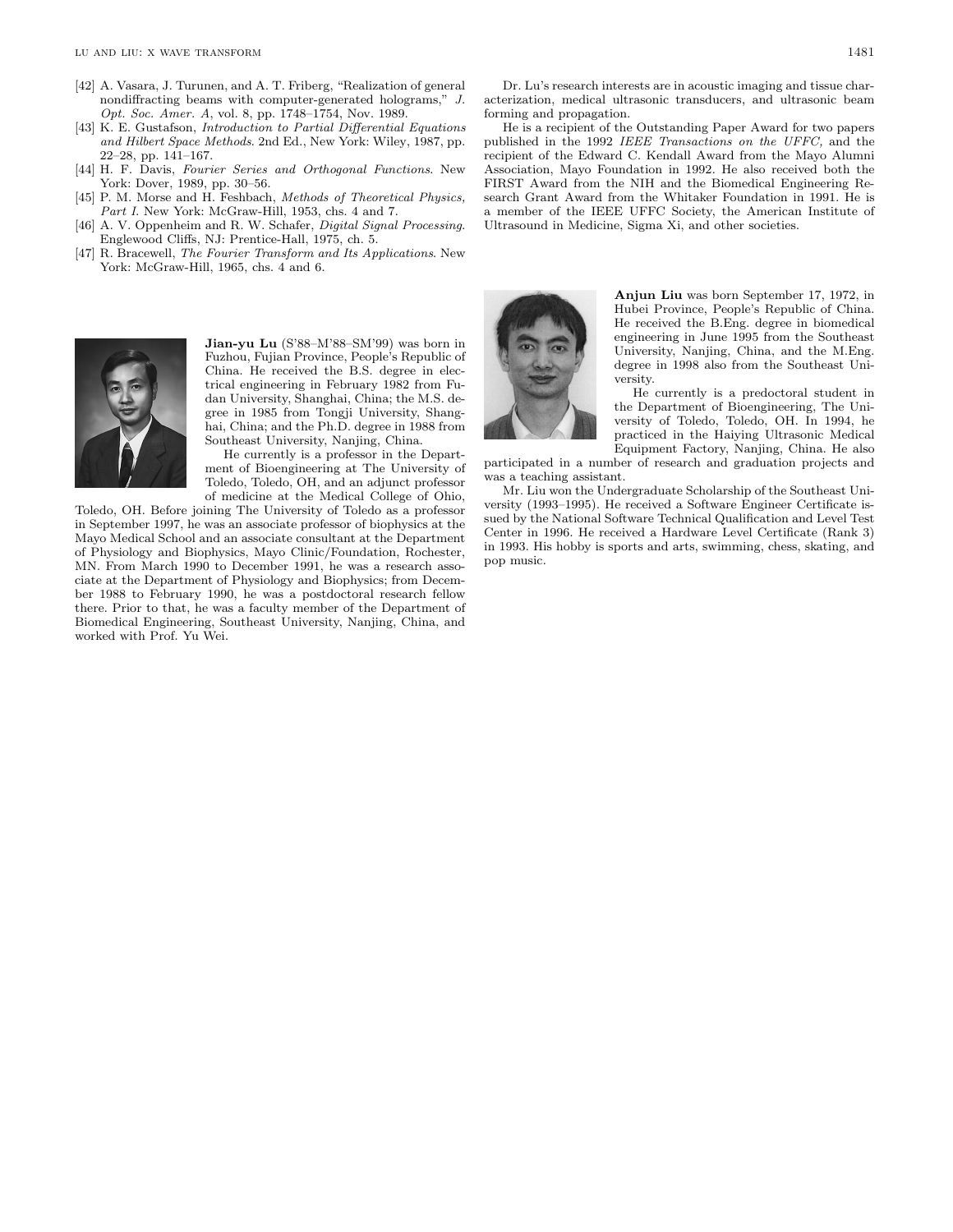[42] A. Vasara, J. Turunen, and A. T. Friberg, "Realization of general nondiffracting beams with computer-generated holograms," *J. Opt. Soc. Amer. A*, vol. 8, pp. 1748–1754, Nov. 1989.

[43] K. E. Gustafson, *Introduction to Partial Differential Equations and Hilbert Space Methods*. 2nd Ed., New York: Wiley, 1987, pp. 22–28, pp. 141–167.

[44] H. F. Davis, *Fourier Series and Orthogonal Functions*. New York: Dover, 1989, pp. 30–56.

[45] P. M. Morse and H. Feshbach, *Methods of Theoretical Physics, Part I*. New York: McGraw-Hill, 1953, chs. 4 and 7.

[46] A. V. Oppenheim and R. W. Schafer, *Digital Signal Processing*. Englewood Cliffs, NJ: Prentice-Hall, 1975, ch. 5.

[47] R. Bracewell, *The Fourier Transform and Its Applications*. New York: McGraw-Hill, 1965, chs. 4 and 6.

**Jian-yu Lu** (S'88–M'88–SM'99) was born in Fuzhou, Fujian Province, People's Republic of China. He received the B.S. degree in electrical engineering in February 1982 from Fudan University, Shanghai, China; the M.S. degree in 1985 from Tongji University, Shanghai, China; and the Ph.D. degree in 1988 from Southeast University, Nanjing, China.

He currently is a professor in the Department of Bioengineering at The University of Toledo, Toledo, OH, and an adjunct professor of medicine at the Medical College of Ohio, Toledo, OH. Before joining The University of Toledo as a professor in September 1997, he was an associate professor of biophysics at the Mayo Medical School and an associate consultant at the Department of Physiology and Biophysics, Mayo Clinic/Foundation, Rochester, MN. From March 1990 to December 1991, he was a research associate at the Department of Physiology and Biophysics; from December 1988 to February 1990, he was a postdoctoral research fellow there. Prior to that, he was a faculty member of the Department of Biomedical Engineering, Southeast University, Nanjing, China, and worked with Prof. Yu Wei.

Dr. Lu's research interests are in acoustic imaging and tissue characterization, medical ultrasonic transducers, and ultrasonic beam forming and propagation.

He is a recipient of the Outstanding Paper Award for two papers published in the 1992 *IEEE Transactions on the UFFC,* and the recipient of the Edward C. Kendall Award from the Mayo Alumni Association, Mayo Foundation in 1992. He also received both the FIRST Award from the NIH and the Biomedical Engineering Research Grant Award from the Whitaker Foundation in 1991. He is a member of the IEEE UFFC Society, the American Institute of Ultrasound in Medicine, Sigma Xi, and other societies.

**Anjun Liu** was born September 17, 1972, in Hubei Province, People's Republic of China. He received the B.Eng. degree in biomedical engineering in June 1995 from the Southeast University, Nanjing, China, and the M.Eng. degree in 1998 also from the Southeast University.

He currently is a predoctoral student in the Department of Bioengineering, The University of Toledo, Toledo, OH. In 1994, he practiced in the Haiying Ultrasonic Medical Equipment Factory, Nanjing, China. He also participated in a number of research and graduation projects and was a teaching assistant.

Mr. Liu won the Undergraduate Scholarship of the Southeast University (1993–1995). He received a Software Engineer Certificate issued by the National Software Technical Qualification and Level Test Center in 1996. He received a Hardware Level Certificate (Rank 3) in 1993. His hobby is sports and arts, swimming, chess, skating, and pop music.